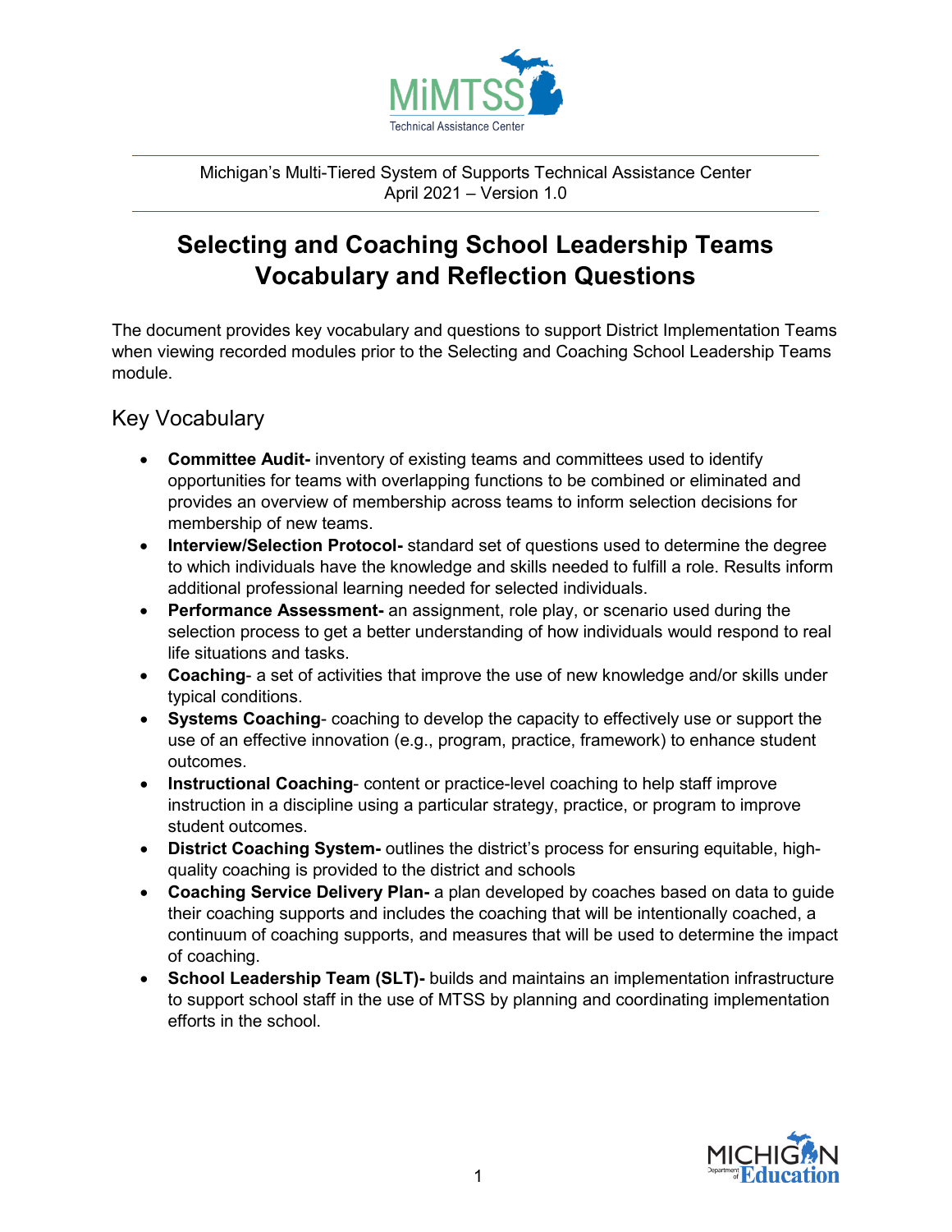Michigan's Multi-Tiered System of Supports Technical Assistance Center
April 2021 – Version 1.0

# Selecting and Coaching School Leadership Teams Vocabulary and Reflection Questions

The document provides key vocabulary and questions to support District Implementation Teams when viewing recorded modules prior to the Selecting and Coaching School Leadership Teams module.

## Key Vocabulary

- **Committee Audit-** inventory of existing teams and committees used to identify opportunities for teams with overlapping functions to be combined or eliminated and provides an overview of membership across teams to inform selection decisions for membership of new teams.
- **Interview/Selection Protocol-** standard set of questions used to determine the degree to which individuals have the knowledge and skills needed to fulfill a role. Results inform additional professional learning needed for selected individuals.
- **Performance Assessment-** an assignment, role play, or scenario used during the selection process to get a better understanding of how individuals would respond to real life situations and tasks.
- **Coaching**- a set of activities that improve the use of new knowledge and/or skills under typical conditions.
- **Systems Coaching**- coaching to develop the capacity to effectively use or support the use of an effective innovation (e.g., program, practice, framework) to enhance student outcomes.
- **Instructional Coaching**- content or practice-level coaching to help staff improve instruction in a discipline using a particular strategy, practice, or program to improve student outcomes.
- **District Coaching System-** outlines the district's process for ensuring equitable, high-quality coaching is provided to the district and schools
- **Coaching Service Delivery Plan-** a plan developed by coaches based on data to guide their coaching supports and includes the coaching that will be intentionally coached, a continuum of coaching supports, and measures that will be used to determine the impact of coaching.
- **School Leadership Team (SLT)-** builds and maintains an implementation infrastructure to support school staff in the use of MTSS by planning and coordinating implementation efforts in the school.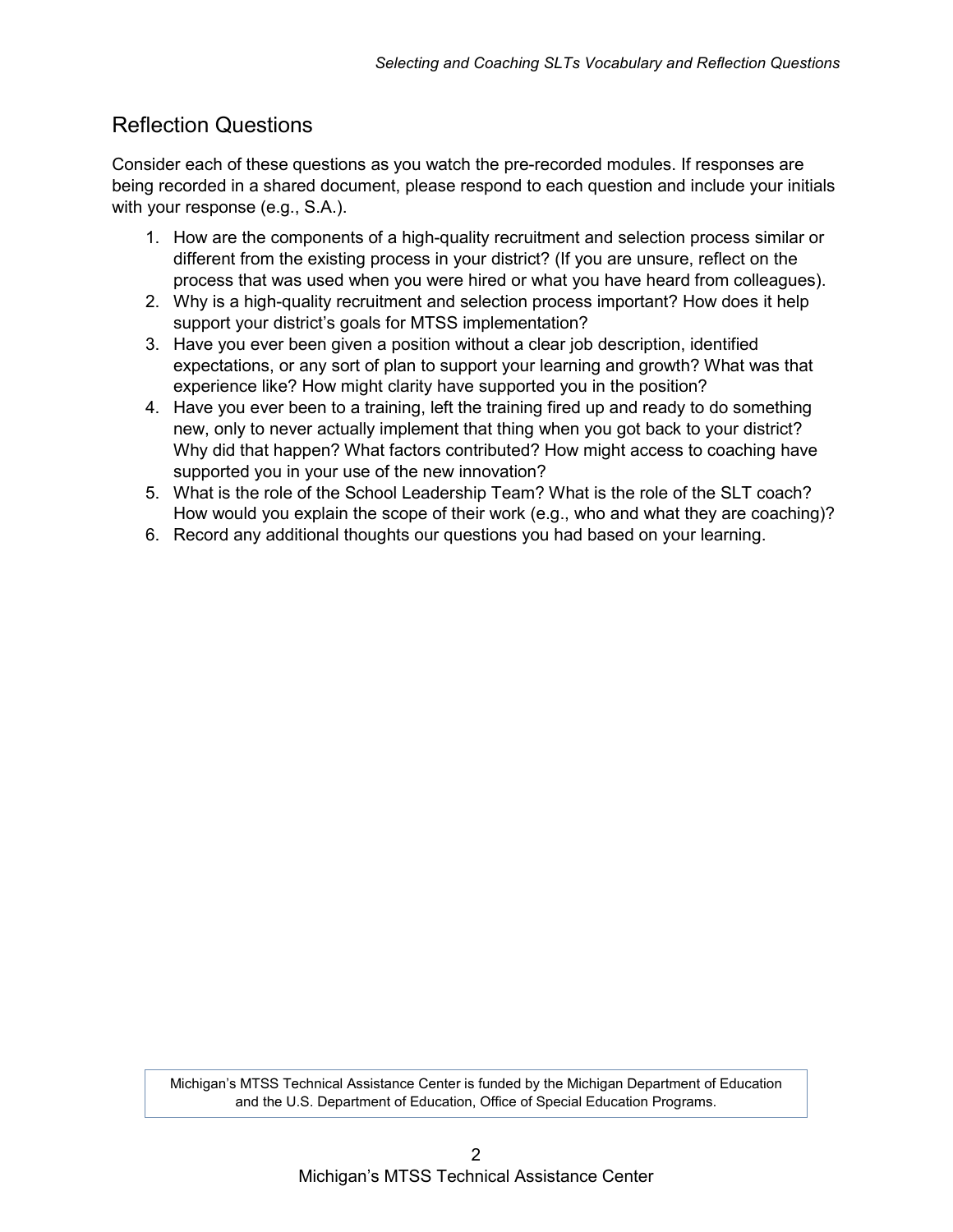## Reflection Questions

Consider each of these questions as you watch the pre-recorded modules. If responses are being recorded in a shared document, please respond to each question and include your initials with your response (e.g., S.A.).

1. How are the components of a high-quality recruitment and selection process similar or different from the existing process in your district? (If you are unsure, reflect on the process that was used when you were hired or what you have heard from colleagues).
2. Why is a high-quality recruitment and selection process important? How does it help support your district's goals for MTSS implementation?
3. Have you ever been given a position without a clear job description, identified expectations, or any sort of plan to support your learning and growth? What was that experience like? How might clarity have supported you in the position?
4. Have you ever been to a training, left the training fired up and ready to do something new, only to never actually implement that thing when you got back to your district? Why did that happen? What factors contributed? How might access to coaching have supported you in your use of the new innovation?
5. What is the role of the School Leadership Team? What is the role of the SLT coach? How would you explain the scope of their work (e.g., who and what they are coaching)?
6. Record any additional thoughts our questions you had based on your learning.

Michigan's MTSS Technical Assistance Center is funded by the Michigan Department of Education and the U.S. Department of Education, Office of Special Education Programs.